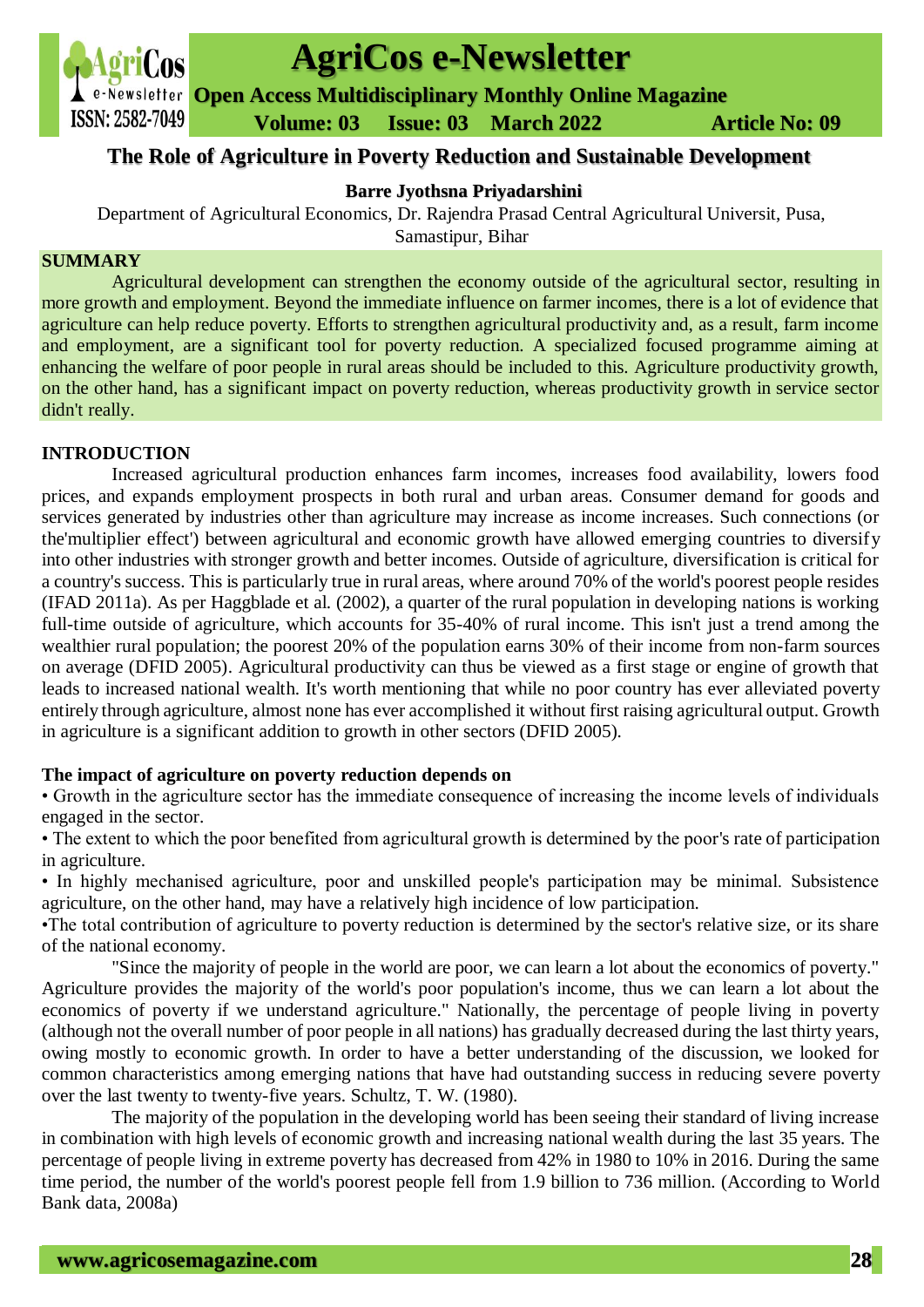# The Role of Agriculture in Poverty Reduction and Sustainable Development

**Barre Jyothsna Priyadarshini**

Department of Agricultural Economics, Dr. Rajendra Prasad Central Agricultural Universit, Pusa, Samastipur, Bihar

## SUMMARY

Agricultural development can strengthen the economy outside of the agricultural sector, resulting in more growth and employment. Beyond the immediate influence on farmer incomes, there is a lot of evidence that agriculture can help reduce poverty. Efforts to strengthen agricultural productivity and, as a result, farm income and employment, are a significant tool for poverty reduction. A specialized focused programme aiming at enhancing the welfare of poor people in rural areas should be included to this. Agriculture productivity growth, on the other hand, has a significant impact on poverty reduction, whereas productivity growth in service sector didn't really.

## INTRODUCTION

Increased agricultural production enhances farm incomes, increases food availability, lowers food prices, and expands employment prospects in both rural and urban areas. Consumer demand for goods and services generated by industries other than agriculture may increase as income increases. Such connections (or the'multiplier effect') between agricultural and economic growth have allowed emerging countries to diversify into other industries with stronger growth and better incomes. Outside of agriculture, diversification is critical for a country's success. This is particularly true in rural areas, where around 70% of the world's poorest people resides (IFAD 2011a). As per Haggblade et al. (2002), a quarter of the rural population in developing nations is working full-time outside of agriculture, which accounts for 35-40% of rural income. This isn't just a trend among the wealthier rural population; the poorest 20% of the population earns 30% of their income from non-farm sources on average (DFID 2005). Agricultural productivity can thus be viewed as a first stage or engine of growth that leads to increased national wealth. It's worth mentioning that while no poor country has ever alleviated poverty entirely through agriculture, almost none has ever accomplished it without first raising agricultural output. Growth in agriculture is a significant addition to growth in other sectors (DFID 2005).

**The impact of agriculture on poverty reduction depends on**

- Growth in the agriculture sector has the immediate consequence of increasing the income levels of individuals engaged in the sector.
- The extent to which the poor benefited from agricultural growth is determined by the poor's rate of participation in agriculture.
- In highly mechanised agriculture, poor and unskilled people's participation may be minimal. Subsistence agriculture, on the other hand, may have a relatively high incidence of low participation.
- The total contribution of agriculture to poverty reduction is determined by the sector's relative size, or its share of the national economy.

"Since the majority of people in the world are poor, we can learn a lot about the economics of poverty." Agriculture provides the majority of the world's poor population's income, thus we can learn a lot about the economics of poverty if we understand agriculture." Nationally, the percentage of people living in poverty (although not the overall number of poor people in all nations) has gradually decreased during the last thirty years, owing mostly to economic growth. In order to have a better understanding of the discussion, we looked for common characteristics among emerging nations that have had outstanding success in reducing severe poverty over the last twenty to twenty-five years. Schultz, T. W. (1980).

The majority of the population in the developing world has been seeing their standard of living increase in combination with high levels of economic growth and increasing national wealth during the last 35 years. The percentage of people living in extreme poverty has decreased from 42% in 1980 to 10% in 2016. During the same time period, the number of the world's poorest people fell from 1.9 billion to 736 million. (According to World Bank data, 2008a)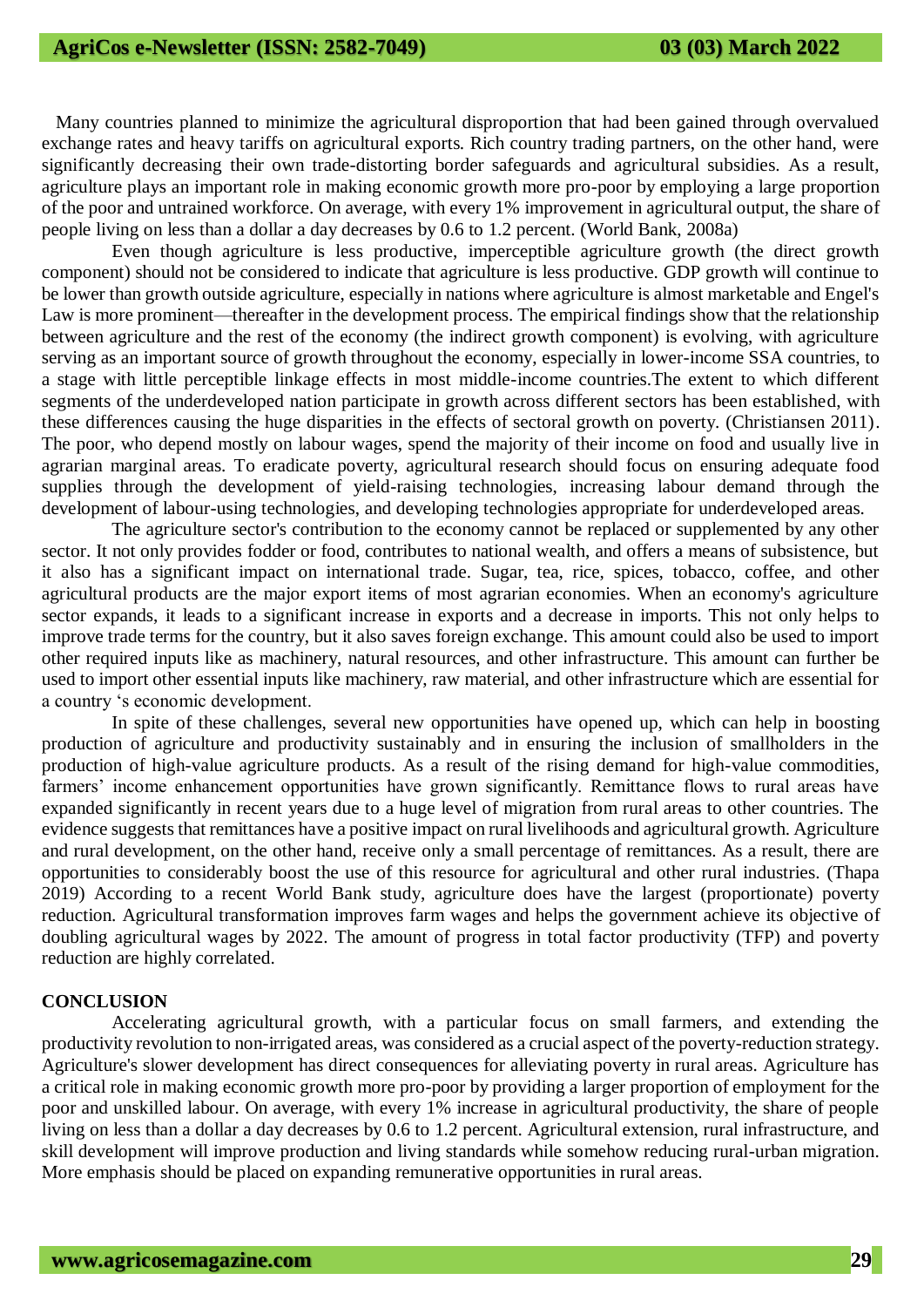Many countries planned to minimize the agricultural disproportion that had been gained through overvalued exchange rates and heavy tariffs on agricultural exports. Rich country trading partners, on the other hand, were significantly decreasing their own trade-distorting border safeguards and agricultural subsidies. As a result, agriculture plays an important role in making economic growth more pro-poor by employing a large proportion of the poor and untrained workforce. On average, with every 1% improvement in agricultural output, the share of people living on less than a dollar a day decreases by 0.6 to 1.2 percent. (World Bank, 2008a)

Even though agriculture is less productive, imperceptible agriculture growth (the direct growth component) should not be considered to indicate that agriculture is less productive. GDP growth will continue to be lower than growth outside agriculture, especially in nations where agriculture is almost marketable and Engel's Law is more prominent—thereafter in the development process. The empirical findings show that the relationship between agriculture and the rest of the economy (the indirect growth component) is evolving, with agriculture serving as an important source of growth throughout the economy, especially in lower-income SSA countries, to a stage with little perceptible linkage effects in most middle-income countries.The extent to which different segments of the underdeveloped nation participate in growth across different sectors has been established, with these differences causing the huge disparities in the effects of sectoral growth on poverty. (Christiansen 2011). The poor, who depend mostly on labour wages, spend the majority of their income on food and usually live in agrarian marginal areas. To eradicate poverty, agricultural research should focus on ensuring adequate food supplies through the development of yield-raising technologies, increasing labour demand through the development of labour-using technologies, and developing technologies appropriate for underdeveloped areas.

The agriculture sector's contribution to the economy cannot be replaced or supplemented by any other sector. It not only provides fodder or food, contributes to national wealth, and offers a means of subsistence, but it also has a significant impact on international trade. Sugar, tea, rice, spices, tobacco, coffee, and other agricultural products are the major export items of most agrarian economies. When an economy's agriculture sector expands, it leads to a significant increase in exports and a decrease in imports. This not only helps to improve trade terms for the country, but it also saves foreign exchange. This amount could also be used to import other required inputs like as machinery, natural resources, and other infrastructure. This amount can further be used to import other essential inputs like machinery, raw material, and other infrastructure which are essential for a country 's economic development.

In spite of these challenges, several new opportunities have opened up, which can help in boosting production of agriculture and productivity sustainably and in ensuring the inclusion of smallholders in the production of high-value agriculture products. As a result of the rising demand for high-value commodities, farmers' income enhancement opportunities have grown significantly. Remittance flows to rural areas have expanded significantly in recent years due to a huge level of migration from rural areas to other countries. The evidence suggests that remittances have a positive impact on rural livelihoods and agricultural growth. Agriculture and rural development, on the other hand, receive only a small percentage of remittances. As a result, there are opportunities to considerably boost the use of this resource for agricultural and other rural industries. (Thapa 2019) According to a recent World Bank study, agriculture does have the largest (proportionate) poverty reduction. Agricultural transformation improves farm wages and helps the government achieve its objective of doubling agricultural wages by 2022. The amount of progress in total factor productivity (TFP) and poverty reduction are highly correlated.

**CONCLUSION**

Accelerating agricultural growth, with a particular focus on small farmers, and extending the productivity revolution to non-irrigated areas, was considered as a crucial aspect of the poverty-reduction strategy. Agriculture's slower development has direct consequences for alleviating poverty in rural areas. Agriculture has a critical role in making economic growth more pro-poor by providing a larger proportion of employment for the poor and unskilled labour. On average, with every 1% increase in agricultural productivity, the share of people living on less than a dollar a day decreases by 0.6 to 1.2 percent. Agricultural extension, rural infrastructure, and skill development will improve production and living standards while somehow reducing rural-urban migration. More emphasis should be placed on expanding remunerative opportunities in rural areas.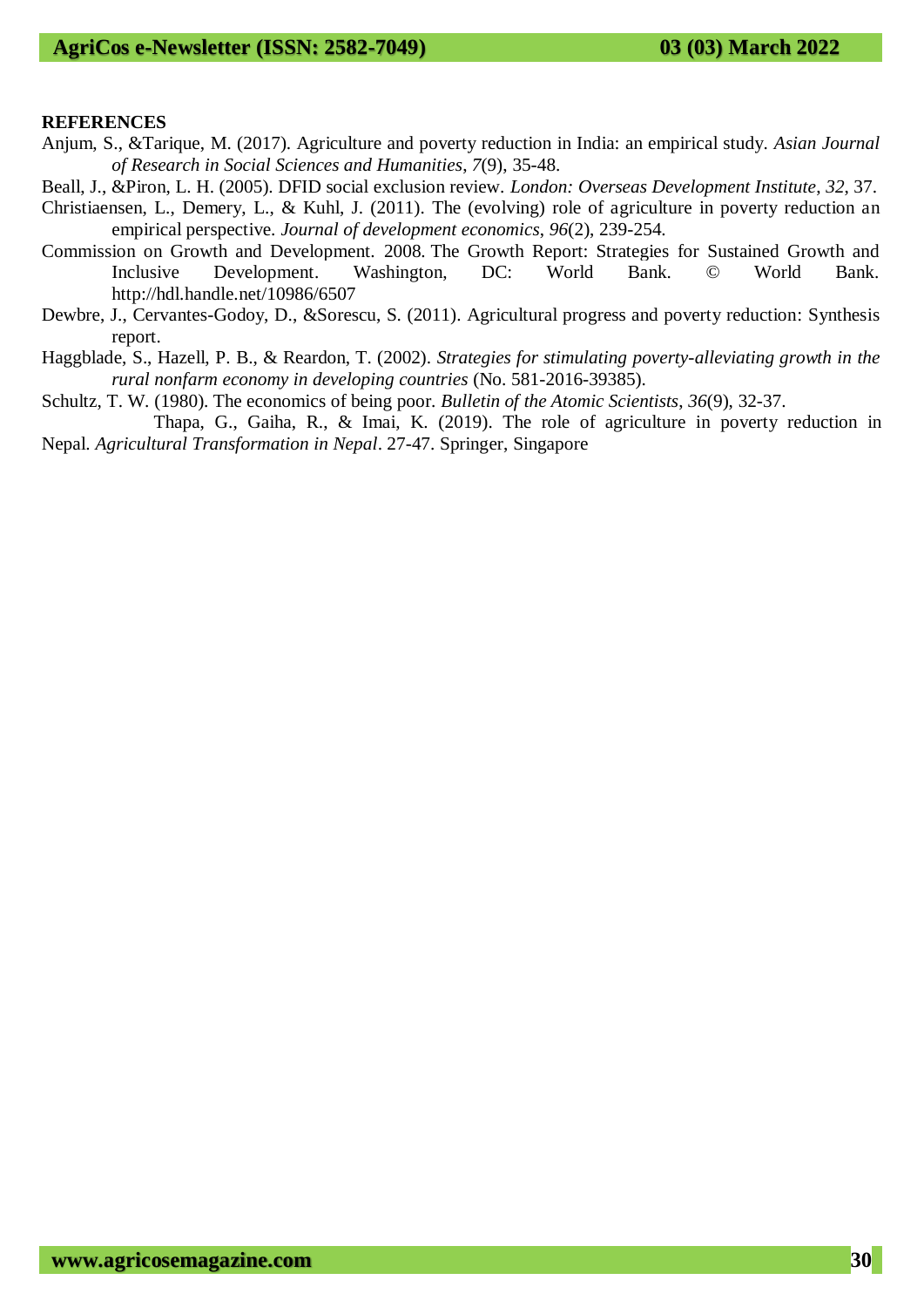**REFERENCES**

Anjum, S., &Tarique, M. (2017). Agriculture and poverty reduction in India: an empirical study. *Asian Journal of Research in Social Sciences and Humanities*, *7*(9), 35-48.

Beall, J., &Piron, L. H. (2005). DFID social exclusion review. *London: Overseas Development Institute*, *32*, 37.

Christiaensen, L., Demery, L., & Kuhl, J. (2011). The (evolving) role of agriculture in poverty reduction an empirical perspective. *Journal of development economics*, *96*(2), 239-254.

Commission on Growth and Development. 2008. The Growth Report: Strategies for Sustained Growth and Inclusive Development. Washington, DC: World Bank. © World Bank. http://hdl.handle.net/10986/6507

Dewbre, J., Cervantes-Godoy, D., &Sorescu, S. (2011). Agricultural progress and poverty reduction: Synthesis report.

Haggblade, S., Hazell, P. B., & Reardon, T. (2002). *Strategies for stimulating poverty-alleviating growth in the rural nonfarm economy in developing countries* (No. 581-2016-39385).

Schultz, T. W. (1980). The economics of being poor. *Bulletin of the Atomic Scientists*, *36*(9), 32-37.

Thapa, G., Gaiha, R., & Imai, K. (2019). The role of agriculture in poverty reduction in Nepal. *Agricultural Transformation in Nepal*. 27-47. Springer, Singapore